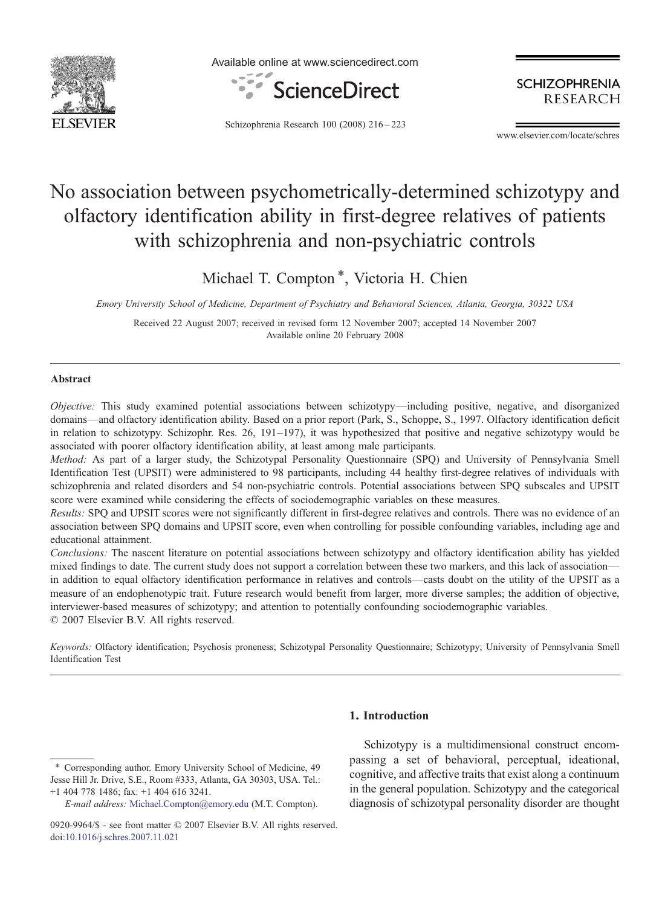# No association between psychometrically-determined schizotypy and olfactory identification ability in first-degree relatives of patients with schizophrenia and non-psychiatric controls

Michael T. Compton *, Victoria H. Chien

*Emory University School of Medicine, Department of Psychiatry and Behavioral Sciences, Atlanta, Georgia, 30322 USA*

Received 22 August 2007; received in revised form 12 November 2007; accepted 14 November 2007
Available online 20 February 2008

## Abstract

*Objective:* This study examined potential associations between schizotypy—including positive, negative, and disorganized domains—and olfactory identification ability. Based on a prior report (Park, S., Schoppe, S., 1997. Olfactory identification deficit in relation to schizotypy. Schizophr. Res. 26, 191–197), it was hypothesized that positive and negative schizotypy would be associated with poorer olfactory identification ability, at least among male participants.

*Method:* As part of a larger study, the Schizotypal Personality Questionnaire (SPQ) and University of Pennsylvania Smell Identification Test (UPSIT) were administered to 98 participants, including 44 healthy first-degree relatives of individuals with schizophrenia and related disorders and 54 non-psychiatric controls. Potential associations between SPQ subscales and UPSIT score were examined while considering the effects of sociodemographic variables on these measures.

*Results:* SPQ and UPSIT scores were not significantly different in first-degree relatives and controls. There was no evidence of an association between SPQ domains and UPSIT score, even when controlling for possible confounding variables, including age and educational attainment.

*Conclusions:* The nascent literature on potential associations between schizotypy and olfactory identification ability has yielded mixed findings to date. The current study does not support a correlation between these two markers, and this lack of association—in addition to equal olfactory identification performance in relatives and controls—casts doubt on the utility of the UPSIT as a measure of an endophenotypic trait. Future research would benefit from larger, more diverse samples; the addition of objective, interviewer-based measures of schizotypy; and attention to potentially confounding sociodemographic variables.

© 2007 Elsevier B.V. All rights reserved.

*Keywords:* Olfactory identification; Psychosis proneness; Schizotypal Personality Questionnaire; Schizotypy; University of Pennsylvania Smell Identification Test

## 1. Introduction

Schizotypy is a multidimensional construct encompassing a set of behavioral, perceptual, ideational, cognitive, and affective traits that exist along a continuum in the general population. Schizotypy and the categorical diagnosis of schizotypal personality disorder are thought

* Corresponding author. Emory University School of Medicine, 49 Jesse Hill Jr. Drive, S.E., Room #333, Atlanta, GA 30303, USA. Tel.: +1 404 778 1486; fax: +1 404 616 3241.

*E-mail address:* Michael.Compton@emory.edu (M.T. Compton).

0920-9964/$ - see front matter © 2007 Elsevier B.V. All rights reserved.
doi:10.1016/j.schres.2007.11.021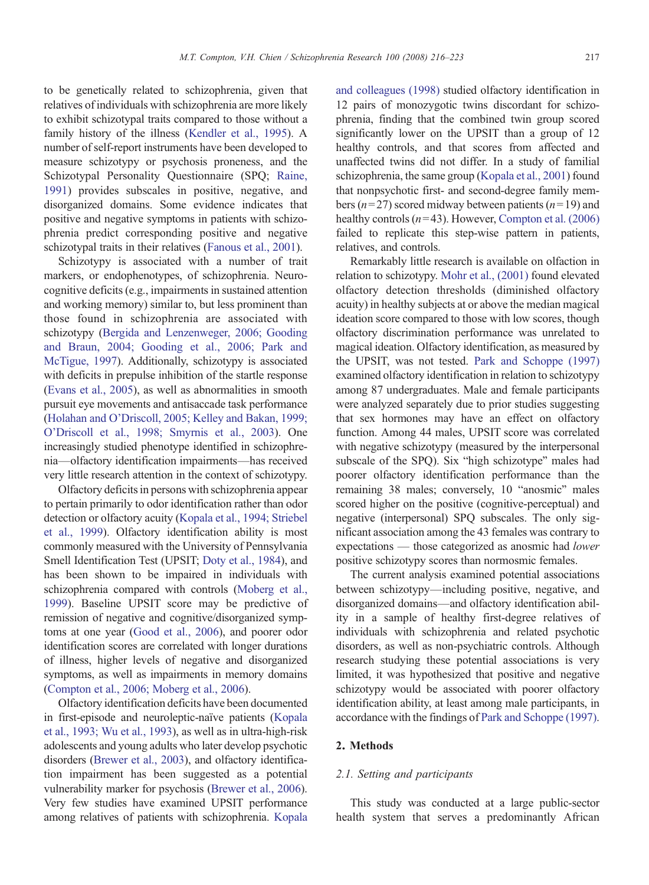to be genetically related to schizophrenia, given that relatives of individuals with schizophrenia are more likely to exhibit schizotypal traits compared to those without a family history of the illness (Kendler et al., 1995). A number of self-report instruments have been developed to measure schizotypy or psychosis proneness, and the Schizotypal Personality Questionnaire (SPQ; Raine, 1991) provides subscales in positive, negative, and disorganized domains. Some evidence indicates that positive and negative symptoms in patients with schizophrenia predict corresponding positive and negative schizotypal traits in their relatives (Fanous et al., 2001).

Schizotypy is associated with a number of trait markers, or endophenotypes, of schizophrenia. Neurocognitive deficits (e.g., impairments in sustained attention and working memory) similar to, but less prominent than those found in schizophrenia are associated with schizotypy (Bergida and Lenzenweger, 2006; Gooding and Braun, 2004; Gooding et al., 2006; Park and McTigue, 1997). Additionally, schizotypy is associated with deficits in prepulse inhibition of the startle response (Evans et al., 2005), as well as abnormalities in smooth pursuit eye movements and antisaccade task performance (Holahan and O'Driscoll, 2005; Kelley and Bakan, 1999; O'Driscoll et al., 1998; Smyrnis et al., 2003). One increasingly studied phenotype identified in schizophrenia—olfactory identification impairments—has received very little research attention in the context of schizotypy.

Olfactory deficits in persons with schizophrenia appear to pertain primarily to odor identification rather than odor detection or olfactory acuity (Kopala et al., 1994; Striebel et al., 1999). Olfactory identification ability is most commonly measured with the University of Pennsylvania Smell Identification Test (UPSIT; Doty et al., 1984), and has been shown to be impaired in individuals with schizophrenia compared with controls (Moberg et al., 1999). Baseline UPSIT score may be predictive of remission of negative and cognitive/disorganized symptoms at one year (Good et al., 2006), and poorer odor identification scores are correlated with longer durations of illness, higher levels of negative and disorganized symptoms, as well as impairments in memory domains (Compton et al., 2006; Moberg et al., 2006).

Olfactory identification deficits have been documented in first-episode and neuroleptic-naïve patients (Kopala et al., 1993; Wu et al., 1993), as well as in ultra-high-risk adolescents and young adults who later develop psychotic disorders (Brewer et al., 2003), and olfactory identification impairment has been suggested as a potential vulnerability marker for psychosis (Brewer et al., 2006). Very few studies have examined UPSIT performance among relatives of patients with schizophrenia. Kopala and colleagues (1998) studied olfactory identification in 12 pairs of monozygotic twins discordant for schizophrenia, finding that the combined twin group scored significantly lower on the UPSIT than a group of 12 healthy controls, and that scores from affected and unaffected twins did not differ. In a study of familial schizophrenia, the same group (Kopala et al., 2001) found that nonpsychotic first- and second-degree family members ($n=27$) scored midway between patients ($n=19$) and healthy controls ($n=43$). However, Compton et al. (2006) failed to replicate this step-wise pattern in patients, relatives, and controls.

Remarkably little research is available on olfaction in relation to schizotypy. Mohr et al., (2001) found elevated olfactory detection thresholds (diminished olfactory acuity) in healthy subjects at or above the median magical ideation score compared to those with low scores, though olfactory discrimination performance was unrelated to magical ideation. Olfactory identification, as measured by the UPSIT, was not tested. Park and Schoppe (1997) examined olfactory identification in relation to schizotypy among 87 undergraduates. Male and female participants were analyzed separately due to prior studies suggesting that sex hormones may have an effect on olfactory function. Among 44 males, UPSIT score was correlated with negative schizotypy (measured by the interpersonal subscale of the SPQ). Six "high schizotype" males had poorer olfactory identification performance than the remaining 38 males; conversely, 10 "anosmic" males scored higher on the positive (cognitive-perceptual) and negative (interpersonal) SPQ subscales. The only significant association among the 43 females was contrary to expectations — those categorized as anosmic had *lower* positive schizotypy scores than normosmic females.

The current analysis examined potential associations between schizotypy—including positive, negative, and disorganized domains—and olfactory identification ability in a sample of healthy first-degree relatives of individuals with schizophrenia and related psychotic disorders, as well as non-psychiatric controls. Although research studying these potential associations is very limited, it was hypothesized that positive and negative schizotypy would be associated with poorer olfactory identification ability, at least among male participants, in accordance with the findings of Park and Schoppe (1997).

## 2. Methods

### 2.1. Setting and participants

This study was conducted at a large public-sector health system that serves a predominantly African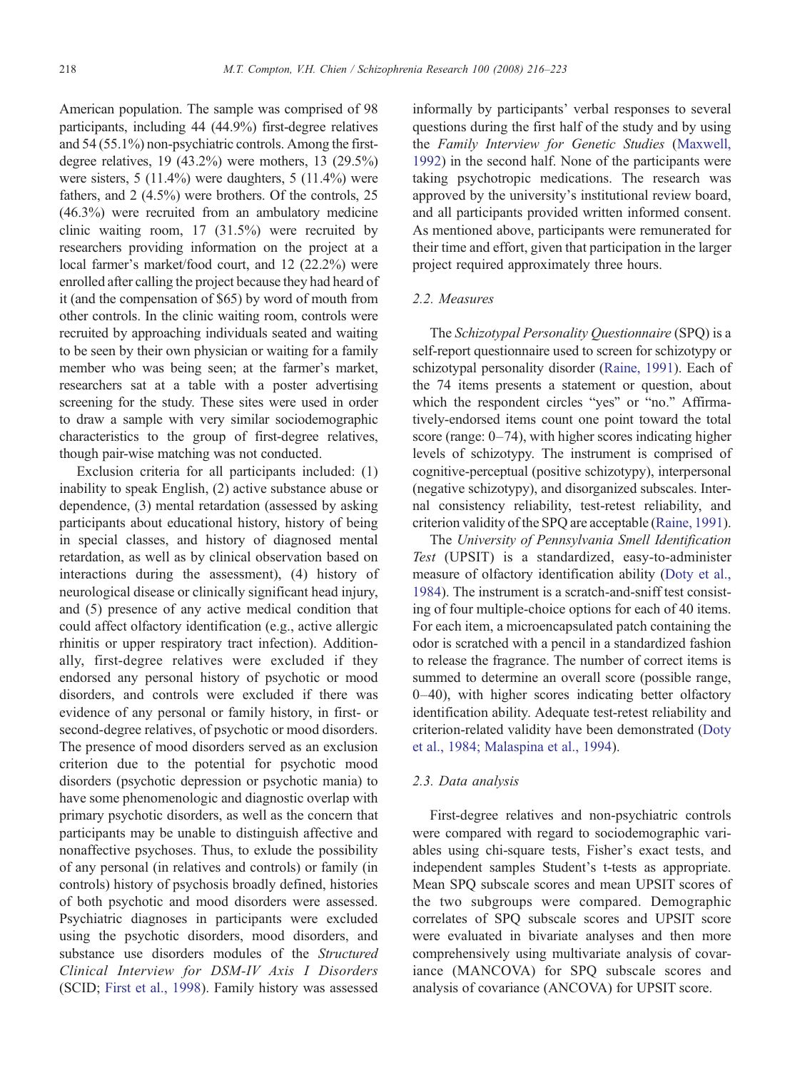American population. The sample was comprised of 98 participants, including 44 (44.9%) first-degree relatives and 54 (55.1%) non-psychiatric controls. Among the first-degree relatives, 19 (43.2%) were mothers, 13 (29.5%) were sisters, 5 (11.4%) were daughters, 5 (11.4%) were fathers, and 2 (4.5%) were brothers. Of the controls, 25 (46.3%) were recruited from an ambulatory medicine clinic waiting room, 17 (31.5%) were recruited by researchers providing information on the project at a local farmer's market/food court, and 12 (22.2%) were enrolled after calling the project because they had heard of it (and the compensation of $65) by word of mouth from other controls. In the clinic waiting room, controls were recruited by approaching individuals seated and waiting to be seen by their own physician or waiting for a family member who was being seen; at the farmer's market, researchers sat at a table with a poster advertising screening for the study. These sites were used in order to draw a sample with very similar sociodemographic characteristics to the group of first-degree relatives, though pair-wise matching was not conducted.

Exclusion criteria for all participants included: (1) inability to speak English, (2) active substance abuse or dependence, (3) mental retardation (assessed by asking participants about educational history, history of being in special classes, and history of diagnosed mental retardation, as well as by clinical observation based on interactions during the assessment), (4) history of neurological disease or clinically significant head injury, and (5) presence of any active medical condition that could affect olfactory identification (e.g., active allergic rhinitis or upper respiratory tract infection). Additionally, first-degree relatives were excluded if they endorsed any personal history of psychotic or mood disorders, and controls were excluded if there was evidence of any personal or family history, in first- or second-degree relatives, of psychotic or mood disorders. The presence of mood disorders served as an exclusion criterion due to the potential for psychotic mood disorders (psychotic depression or psychotic mania) to have some phenomenologic and diagnostic overlap with primary psychotic disorders, as well as the concern that participants may be unable to distinguish affective and nonaffective psychoses. Thus, to exlude the possibility of any personal (in relatives and controls) or family (in controls) history of psychosis broadly defined, histories of both psychotic and mood disorders were assessed. Psychiatric diagnoses in participants were excluded using the psychotic disorders, mood disorders, and substance use disorders modules of the *Structured Clinical Interview for DSM-IV Axis I Disorders* (SCID; First et al., 1998). Family history was assessed informally by participants' verbal responses to several questions during the first half of the study and by using the *Family Interview for Genetic Studies* (Maxwell, 1992) in the second half. None of the participants were taking psychotropic medications. The research was approved by the university's institutional review board, and all participants provided written informed consent. As mentioned above, participants were remunerated for their time and effort, given that participation in the larger project required approximately three hours.

### 2.2. Measures

The *Schizotypal Personality Questionnaire* (SPQ) is a self-report questionnaire used to screen for schizotypy or schizotypal personality disorder (Raine, 1991). Each of the 74 items presents a statement or question, about which the respondent circles "yes" or "no." Affirmatively-endorsed items count one point toward the total score (range: 0–74), with higher scores indicating higher levels of schizotypy. The instrument is comprised of cognitive-perceptual (positive schizotypy), interpersonal (negative schizotypy), and disorganized subscales. Internal consistency reliability, test-retest reliability, and criterion validity of the SPQ are acceptable (Raine, 1991).

The *University of Pennsylvania Smell Identification Test* (UPSIT) is a standardized, easy-to-administer measure of olfactory identification ability (Doty et al., 1984). The instrument is a scratch-and-sniff test consisting of four multiple-choice options for each of 40 items. For each item, a microencapsulated patch containing the odor is scratched with a pencil in a standardized fashion to release the fragrance. The number of correct items is summed to determine an overall score (possible range, 0–40), with higher scores indicating better olfactory identification ability. Adequate test-retest reliability and criterion-related validity have been demonstrated (Doty et al., 1984; Malaspina et al., 1994).

### 2.3. Data analysis

First-degree relatives and non-psychiatric controls were compared with regard to sociodemographic variables using chi-square tests, Fisher's exact tests, and independent samples Student's t-tests as appropriate. Mean SPQ subscale scores and mean UPSIT scores of the two subgroups were compared. Demographic correlates of SPQ subscale scores and UPSIT score were evaluated in bivariate analyses and then more comprehensively using multivariate analysis of covariance (MANCOVA) for SPQ subscale scores and analysis of covariance (ANCOVA) for UPSIT score.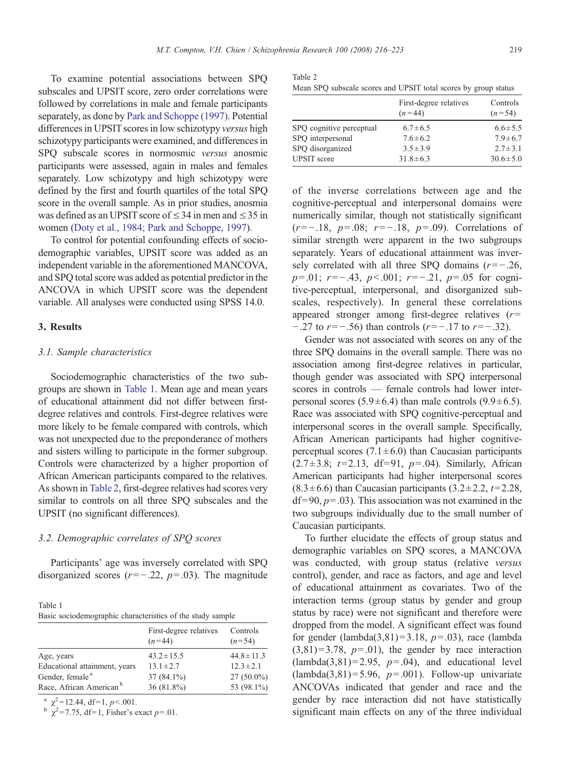To examine potential associations between SPQ subscales and UPSIT score, zero order correlations were followed by correlations in male and female participants separately, as done by Park and Schoppe (1997). Potential differences in UPSIT scores in low schizotypy *versus* high schizotypy participants were examined, and differences in SPQ subscale scores in normosmic *versus* anosmic participants were assessed, again in males and females separately. Low schizotypy and high schizotypy were defined by the first and fourth quartiles of the total SPQ score in the overall sample. As in prior studies, anosmia was defined as an UPSIT score of ≤34 in men and ≤35 in women (Doty et al., 1984; Park and Schoppe, 1997).

To control for potential confounding effects of sociodemographic variables, UPSIT score was added as an independent variable in the aforementioned MANCOVA, and SPQ total score was added as potential predictor in the ANCOVA in which UPSIT score was the dependent variable. All analyses were conducted using SPSS 14.0.

## 3. Results

### 3.1. Sample characteristics

Sociodemographic characteristics of the two subgroups are shown in Table 1. Mean age and mean years of educational attainment did not differ between first-degree relatives and controls. First-degree relatives were more likely to be female compared with controls, which was not unexpected due to the preponderance of mothers and sisters willing to participate in the former subgroup. Controls were characterized by a higher proportion of African American participants compared to the relatives. As shown in Table 2, first-degree relatives had scores very similar to controls on all three SPQ subscales and the UPSIT (no significant differences).

### 3.2. Demographic correlates of SPQ scores

Participants' age was inversely correlated with SPQ disorganized scores ($r=-.22$, $p=.03$). The magnitude of the inverse correlations between age and the cognitive-perceptual and interpersonal domains were numerically similar, though not statistically significant ($r=-.18$, $p=.08$; $r=-.18$, $p=.09$). Correlations of similar strength were apparent in the two subgroups separately. Years of educational attainment was inversely correlated with all three SPQ domains ($r=-.26$, $p=.01$; $r=-.43$, $p<.001$; $r=-.21$, $p=.05$ for cognitive-perceptual, interpersonal, and disorganized subscales, respectively). In general these correlations appeared stronger among first-degree relatives ($r=-.27$ to $r=-.56$) than controls ($r=-.17$ to $r=-.32$).

Gender was not associated with scores on any of the three SPQ domains in the overall sample. There was no association among first-degree relatives in particular, though gender was associated with SPQ interpersonal scores in controls — female controls had lower interpersonal scores (5.9±6.4) than male controls (9.9±6.5). Race was associated with SPQ cognitive-perceptual and interpersonal scores in the overall sample. Specifically, African American participants had higher cognitive-perceptual scores (7.1±6.0) than Caucasian participants (2.7±3.8; $t=2.13$, df=91, $p=.04$). Similarly, African American participants had higher interpersonal scores (8.3±6.6) than Caucasian participants (3.2±2.2, $t=2.28$, df=90, $p=.03$). This association was not examined in the two subgroups individually due to the small number of Caucasian participants.

To further elucidate the effects of group status and demographic variables on SPQ scores, a MANCOVA was conducted, with group status (relative *versus* control), gender, and race as factors, and age and level of educational attainment as covariates. Two of the interaction terms (group status by gender and group status by race) were not significant and therefore were dropped from the model. A significant effect was found for gender (lambda(3,81)=3.18, $p=.03$), race (lambda (3,81)=3.78, $p=.01$), the gender by race interaction (lambda(3,81)=2.95, $p=.04$), and educational level (lambda(3,81)=5.96, $p=.001$). Follow-up univariate ANCOVAs indicated that gender and race and the gender by race interaction did not have statistically significant main effects on any of the three individual

Table 1
Basic sociodemographic characteristics of the study sample

| | First-degree relatives ($n=44$) | Controls ($n=54$) |
|---|---|---|
| Age, years | 43.2±15.5 | 44.8±11.3 |
| Educational attainment, years | 13.1±2.7 | 12.3±2.1 |
| Gender, female [a] | 37 (84.1%) | 27 (50.0%) |
| Race, African American [b] | 36 (81.8%) | 53 (98.1%) |

[a] $\chi^2=12.44$, df=1, $p<.001$.
[b] $\chi^2=7.75$, df=1, Fisher's exact $p=.01$.

Table 2
Mean SPQ subscale scores and UPSIT total scores by group status

| | First-degree relatives ($n=44$) | Controls ($n=54$) |
|---|---|---|
| SPQ cognitive perceptual | 6.7±6.5 | 6.6±5.5 |
| SPQ interpersonal | 7.6±6.2 | 7.9±6.7 |
| SPQ disorganized | 3.5±3.9 | 2.7±3.1 |
| UPSIT score | 31.8±6.3 | 30.6±5.0 |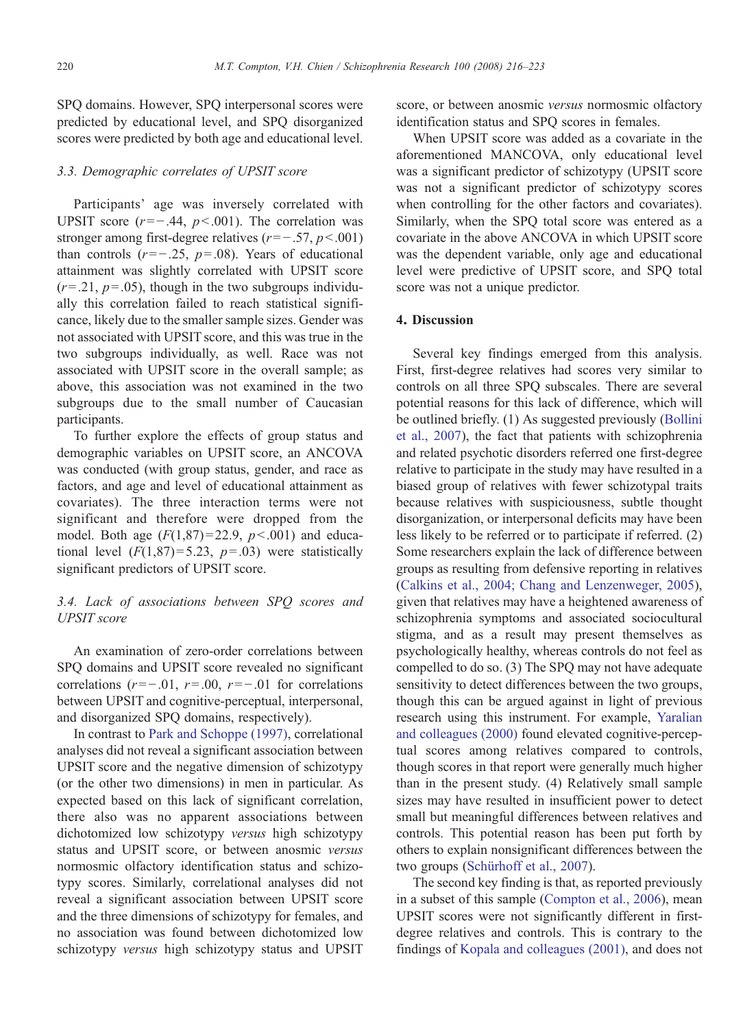SPQ domains. However, SPQ interpersonal scores were predicted by educational level, and SPQ disorganized scores were predicted by both age and educational level.

### 3.3. Demographic correlates of UPSIT score

Participants' age was inversely correlated with UPSIT score ($r = -.44$, $p < .001$). The correlation was stronger among first-degree relatives ($r = -.57$, $p < .001$) than controls ($r = -.25$, $p = .08$). Years of educational attainment was slightly correlated with UPSIT score ($r = .21$, $p = .05$), though in the two subgroups individually this correlation failed to reach statistical significance, likely due to the smaller sample sizes. Gender was not associated with UPSIT score, and this was true in the two subgroups individually, as well. Race was not associated with UPSIT score in the overall sample; as above, this association was not examined in the two subgroups due to the small number of Caucasian participants.

To further explore the effects of group status and demographic variables on UPSIT score, an ANCOVA was conducted (with group status, gender, and race as factors, and age and level of educational attainment as covariates). The three interaction terms were not significant and therefore were dropped from the model. Both age ($F(1,87) = 22.9$, $p < .001$) and educational level ($F(1,87) = 5.23$, $p = .03$) were statistically significant predictors of UPSIT score.

### 3.4. Lack of associations between SPQ scores and UPSIT score

An examination of zero-order correlations between SPQ domains and UPSIT score revealed no significant correlations ($r = -.01$, $r = .00$, $r = -.01$ for correlations between UPSIT and cognitive-perceptual, interpersonal, and disorganized SPQ domains, respectively).

In contrast to Park and Schoppe (1997), correlational analyses did not reveal a significant association between UPSIT score and the negative dimension of schizotypy (or the other two dimensions) in men in particular. As expected based on this lack of significant correlation, there also was no apparent associations between dichotomized low schizotypy *versus* high schizotypy status and UPSIT score, or between anosmic *versus* normosmic olfactory identification status and schizotypy scores. Similarly, correlational analyses did not reveal a significant association between UPSIT score and the three dimensions of schizotypy for females, and no association was found between dichotomized low schizotypy *versus* high schizotypy status and UPSIT score, or between anosmic *versus* normosmic olfactory identification status and SPQ scores in females.

When UPSIT score was added as a covariate in the aforementioned MANCOVA, only educational level was a significant predictor of schizotypy (UPSIT score was not a significant predictor of schizotypy scores when controlling for the other factors and covariates). Similarly, when the SPQ total score was entered as a covariate in the above ANCOVA in which UPSIT score was the dependent variable, only age and educational level were predictive of UPSIT score, and SPQ total score was not a unique predictor.

## 4. Discussion

Several key findings emerged from this analysis. First, first-degree relatives had scores very similar to controls on all three SPQ subscales. There are several potential reasons for this lack of difference, which will be outlined briefly. (1) As suggested previously (Bollini et al., 2007), the fact that patients with schizophrenia and related psychotic disorders referred one first-degree relative to participate in the study may have resulted in a biased group of relatives with fewer schizotypal traits because relatives with suspiciousness, subtle thought disorganization, or interpersonal deficits may have been less likely to be referred or to participate if referred. (2) Some researchers explain the lack of difference between groups as resulting from defensive reporting in relatives (Calkins et al., 2004; Chang and Lenzenweger, 2005), given that relatives may have a heightened awareness of schizophrenia symptoms and associated sociocultural stigma, and as a result may present themselves as psychologically healthy, whereas controls do not feel as compelled to do so. (3) The SPQ may not have adequate sensitivity to detect differences between the two groups, though this can be argued against in light of previous research using this instrument. For example, Yaralian and colleagues (2000) found elevated cognitive-perceptual scores among relatives compared to controls, though scores in that report were generally much higher than in the present study. (4) Relatively small sample sizes may have resulted in insufficient power to detect small but meaningful differences between relatives and controls. This potential reason has been put forth by others to explain nonsignificant differences between the two groups (Schürhoff et al., 2007).

The second key finding is that, as reported previously in a subset of this sample (Compton et al., 2006), mean UPSIT scores were not significantly different in first-degree relatives and controls. This is contrary to the findings of Kopala and colleagues (2001), and does not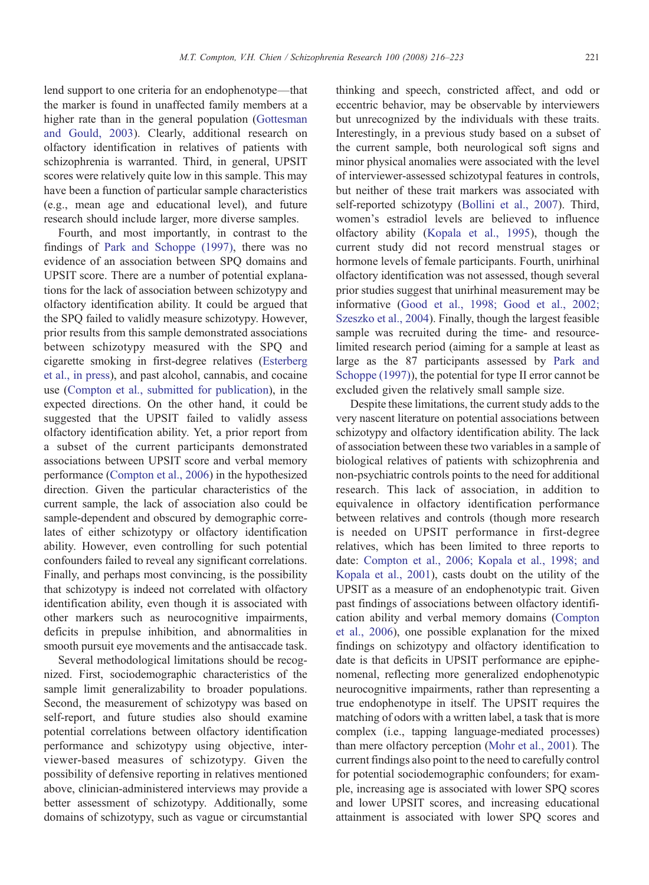lend support to one criteria for an endophenotype—that the marker is found in unaffected family members at a higher rate than in the general population (Gottesman and Gould, 2003). Clearly, additional research on olfactory identification in relatives of patients with schizophrenia is warranted. Third, in general, UPSIT scores were relatively quite low in this sample. This may have been a function of particular sample characteristics (e.g., mean age and educational level), and future research should include larger, more diverse samples.

Fourth, and most importantly, in contrast to the findings of Park and Schoppe (1997), there was no evidence of an association between SPQ domains and UPSIT score. There are a number of potential explanations for the lack of association between schizotypy and olfactory identification ability. It could be argued that the SPQ failed to validly measure schizotypy. However, prior results from this sample demonstrated associations between schizotypy measured with the SPQ and cigarette smoking in first-degree relatives (Esterberg et al., in press), and past alcohol, cannabis, and cocaine use (Compton et al., submitted for publication), in the expected directions. On the other hand, it could be suggested that the UPSIT failed to validly assess olfactory identification ability. Yet, a prior report from a subset of the current participants demonstrated associations between UPSIT score and verbal memory performance (Compton et al., 2006) in the hypothesized direction. Given the particular characteristics of the current sample, the lack of association also could be sample-dependent and obscured by demographic correlates of either schizotypy or olfactory identification ability. However, even controlling for such potential confounders failed to reveal any significant correlations. Finally, and perhaps most convincing, is the possibility that schizotypy is indeed not correlated with olfactory identification ability, even though it is associated with other markers such as neurocognitive impairments, deficits in prepulse inhibition, and abnormalities in smooth pursuit eye movements and the antisaccade task.

Several methodological limitations should be recognized. First, sociodemographic characteristics of the sample limit generalizability to broader populations. Second, the measurement of schizotypy was based on self-report, and future studies also should examine potential correlations between olfactory identification performance and schizotypy using objective, interviewer-based measures of schizotypy. Given the possibility of defensive reporting in relatives mentioned above, clinician-administered interviews may provide a better assessment of schizotypy. Additionally, some domains of schizotypy, such as vague or circumstantial thinking and speech, constricted affect, and odd or eccentric behavior, may be observable by interviewers but unrecognized by the individuals with these traits. Interestingly, in a previous study based on a subset of the current sample, both neurological soft signs and minor physical anomalies were associated with the level of interviewer-assessed schizotypal features in controls, but neither of these trait markers was associated with self-reported schizotypy (Bollini et al., 2007). Third, women's estradiol levels are believed to influence olfactory ability (Kopala et al., 1995), though the current study did not record menstrual stages or hormone levels of female participants. Fourth, unirhinal olfactory identification was not assessed, though several prior studies suggest that unirhinal measurement may be informative (Good et al., 1998; Good et al., 2002; Szeszko et al., 2004). Finally, though the largest feasible sample was recruited during the time- and resource-limited research period (aiming for a sample at least as large as the 87 participants assessed by Park and Schoppe (1997)), the potential for type II error cannot be excluded given the relatively small sample size.

Despite these limitations, the current study adds to the very nascent literature on potential associations between schizotypy and olfactory identification ability. The lack of association between these two variables in a sample of biological relatives of patients with schizophrenia and non-psychiatric controls points to the need for additional research. This lack of association, in addition to equivalence in olfactory identification performance between relatives and controls (though more research is needed on UPSIT performance in first-degree relatives, which has been limited to three reports to date: Compton et al., 2006; Kopala et al., 1998; and Kopala et al., 2001), casts doubt on the utility of the UPSIT as a measure of an endophenotypic trait. Given past findings of associations between olfactory identification ability and verbal memory domains (Compton et al., 2006), one possible explanation for the mixed findings on schizotypy and olfactory identification to date is that deficits in UPSIT performance are epiphenomenal, reflecting more generalized endophenotypic neurocognitive impairments, rather than representing a true endophenotype in itself. The UPSIT requires the matching of odors with a written label, a task that is more complex (i.e., tapping language-mediated processes) than mere olfactory perception (Mohr et al., 2001). The current findings also point to the need to carefully control for potential sociodemographic confounders; for example, increasing age is associated with lower SPQ scores and lower UPSIT scores, and increasing educational attainment is associated with lower SPQ scores and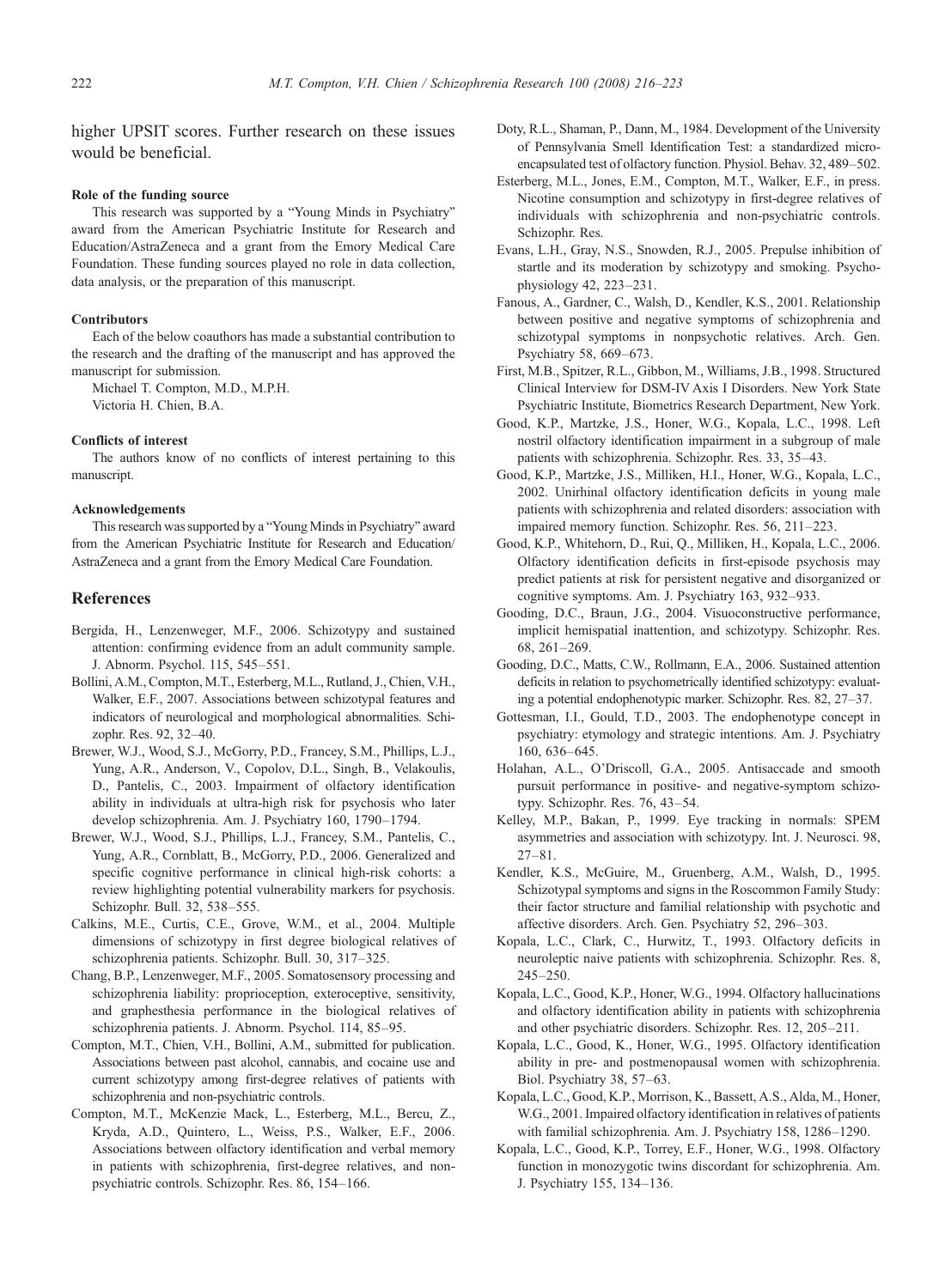higher UPSIT scores. Further research on these issues would be beneficial.

#### Role of the funding source

This research was supported by a "Young Minds in Psychiatry" award from the American Psychiatric Institute for Research and Education/AstraZeneca and a grant from the Emory Medical Care Foundation. These funding sources played no role in data collection, data analysis, or the preparation of this manuscript.

#### Contributors

Each of the below coauthors has made a substantial contribution to the research and the drafting of the manuscript and has approved the manuscript for submission.

Michael T. Compton, M.D., M.P.H.

Victoria H. Chien, B.A.

#### Conflicts of interest

The authors know of no conflicts of interest pertaining to this manuscript.

#### Acknowledgements

This research was supported by a "Young Minds in Psychiatry" award from the American Psychiatric Institute for Research and Education/AstraZeneca and a grant from the Emory Medical Care Foundation.

## References

Bergida, H., Lenzenweger, M.F., 2006. Schizotypy and sustained attention: confirming evidence from an adult community sample. J. Abnorm. Psychol. 115, 545–551.

Bollini, A.M., Compton, M.T., Esterberg, M.L., Rutland, J., Chien, V.H., Walker, E.F., 2007. Associations between schizotypal features and indicators of neurological and morphological abnormalities. Schizophr. Res. 92, 32–40.

Brewer, W.J., Wood, S.J., McGorry, P.D., Francey, S.M., Phillips, L.J., Yung, A.R., Anderson, V., Copolov, D.L., Singh, B., Velakoulis, D., Pantelis, C., 2003. Impairment of olfactory identification ability in individuals at ultra-high risk for psychosis who later develop schizophrenia. Am. J. Psychiatry 160, 1790–1794.

Brewer, W.J., Wood, S.J., Phillips, L.J., Francey, S.M., Pantelis, C., Yung, A.R., Cornblatt, B., McGorry, P.D., 2006. Generalized and specific cognitive performance in clinical high-risk cohorts: a review highlighting potential vulnerability markers for psychosis. Schizophr. Bull. 32, 538–555.

Calkins, M.E., Curtis, C.E., Grove, W.M., et al., 2004. Multiple dimensions of schizotypy in first degree biological relatives of schizophrenia patients. Schizophr. Bull. 30, 317–325.

Chang, B.P., Lenzenweger, M.F., 2005. Somatosensory processing and schizophrenia liability: proprioception, exteroceptive, sensitivity, and graphesthesia performance in the biological relatives of schizophrenia patients. J. Abnorm. Psychol. 114, 85–95.

Compton, M.T., Chien, V.H., Bollini, A.M., submitted for publication. Associations between past alcohol, cannabis, and cocaine use and current schizotypy among first-degree relatives of patients with schizophrenia and non-psychiatric controls.

Compton, M.T., McKenzie Mack, L., Esterberg, M.L., Bercu, Z., Kryda, A.D., Quintero, L., Weiss, P.S., Walker, E.F., 2006. Associations between olfactory identification and verbal memory in patients with schizophrenia, first-degree relatives, and non-psychiatric controls. Schizophr. Res. 86, 154–166.

Doty, R.L., Shaman, P., Dann, M., 1984. Development of the University of Pennsylvania Smell Identification Test: a standardized micro-encapsulated test of olfactory function. Physiol. Behav. 32, 489–502.

Esterberg, M.L., Jones, E.M., Compton, M.T., Walker, E.F., in press. Nicotine consumption and schizotypy in first-degree relatives of individuals with schizophrenia and non-psychiatric controls. Schizophr. Res.

Evans, L.H., Gray, N.S., Snowden, R.J., 2005. Prepulse inhibition of startle and its moderation by schizotypy and smoking. Psychophysiology 42, 223–231.

Fanous, A., Gardner, C., Walsh, D., Kendler, K.S., 2001. Relationship between positive and negative symptoms of schizophrenia and schizotypal symptoms in nonpsychotic relatives. Arch. Gen. Psychiatry 58, 669–673.

First, M.B., Spitzer, R.L., Gibbon, M., Williams, J.B., 1998. Structured Clinical Interview for DSM-IV Axis I Disorders. New York State Psychiatric Institute, Biometrics Research Department, New York.

Good, K.P., Martzke, J.S., Honer, W.G., Kopala, L.C., 1998. Left nostril olfactory identification impairment in a subgroup of male patients with schizophrenia. Schizophr. Res. 33, 35–43.

Good, K.P., Martzke, J.S., Milliken, H.I., Honer, W.G., Kopala, L.C., 2002. Unirhinal olfactory identification deficits in young male patients with schizophrenia and related disorders: association with impaired memory function. Schizophr. Res. 56, 211–223.

Good, K.P., Whitehorn, D., Rui, Q., Milliken, H., Kopala, L.C., 2006. Olfactory identification deficits in first-episode psychosis may predict patients at risk for persistent negative and disorganized or cognitive symptoms. Am. J. Psychiatry 163, 932–933.

Gooding, D.C., Braun, J.G., 2004. Visuoconstructive performance, implicit hemispatial inattention, and schizotypy. Schizophr. Res. 68, 261–269.

Gooding, D.C., Matts, C.W., Rollmann, E.A., 2006. Sustained attention deficits in relation to psychometrically identified schizotypy: evaluating a potential endophenotypic marker. Schizophr. Res. 82, 27–37.

Gottesman, I.I., Gould, T.D., 2003. The endophenotype concept in psychiatry: etymology and strategic intentions. Am. J. Psychiatry 160, 636–645.

Holahan, A.L., O'Driscoll, G.A., 2005. Antisaccade and smooth pursuit performance in positive- and negative-symptom schizotypy. Schizophr. Res. 76, 43–54.

Kelley, M.P., Bakan, P., 1999. Eye tracking in normals: SPEM asymmetries and association with schizotypy. Int. J. Neurosci. 98, 27–81.

Kendler, K.S., McGuire, M., Gruenberg, A.M., Walsh, D., 1995. Schizotypal symptoms and signs in the Roscommon Family Study: their factor structure and familial relationship with psychotic and affective disorders. Arch. Gen. Psychiatry 52, 296–303.

Kopala, L.C., Clark, C., Hurwitz, T., 1993. Olfactory deficits in neuroleptic naive patients with schizophrenia. Schizophr. Res. 8, 245–250.

Kopala, L.C., Good, K.P., Honer, W.G., 1994. Olfactory hallucinations and olfactory identification ability in patients with schizophrenia and other psychiatric disorders. Schizophr. Res. 12, 205–211.

Kopala, L.C., Good, K., Honer, W.G., 1995. Olfactory identification ability in pre- and postmenopausal women with schizophrenia. Biol. Psychiatry 38, 57–63.

Kopala, L.C., Good, K.P., Morrison, K., Bassett, A.S., Alda, M., Honer, W.G., 2001. Impaired olfactory identification in relatives of patients with familial schizophrenia. Am. J. Psychiatry 158, 1286–1290.

Kopala, L.C., Good, K.P., Torrey, E.F., Honer, W.G., 1998. Olfactory function in monozygotic twins discordant for schizophrenia. Am. J. Psychiatry 155, 134–136.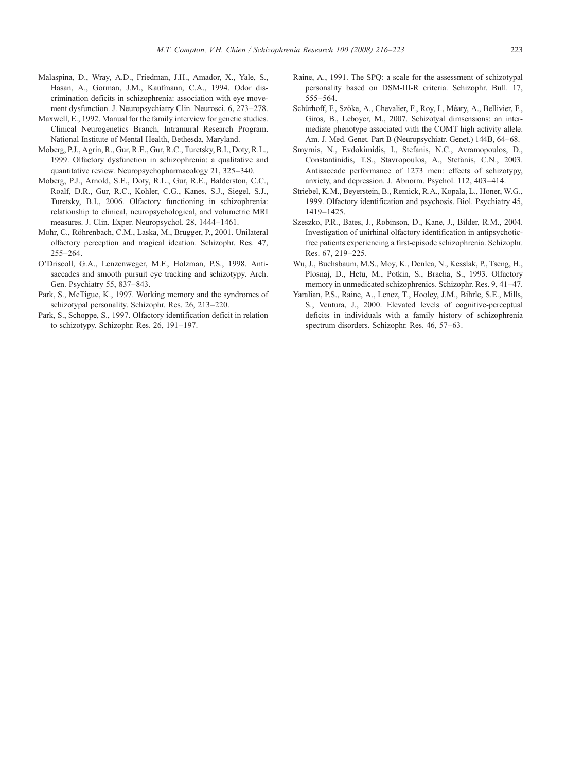Malaspina, D., Wray, A.D., Friedman, J.H., Amador, X., Yale, S., Hasan, A., Gorman, J.M., Kaufmann, C.A., 1994. Odor discrimination deficits in schizophrenia: association with eye movement dysfunction. J. Neuropsychiatry Clin. Neurosci. 6, 273–278.

Maxwell, E., 1992. Manual for the family interview for genetic studies. Clinical Neurogenetics Branch, Intramural Research Program. National Institute of Mental Health, Bethesda, Maryland.

Moberg, P.J., Agrin, R., Gur, R.E., Gur, R.C., Turetsky, B.I., Doty, R.L., 1999. Olfactory dysfunction in schizophrenia: a qualitative and quantitative review. Neuropsychopharmacology 21, 325–340.

Moberg, P.J., Arnold, S.E., Doty, R.L., Gur, R.E., Balderston, C.C., Roalf, D.R., Gur, R.C., Kohler, C.G., Kanes, S.J., Siegel, S.J., Turetsky, B.I., 2006. Olfactory functioning in schizophrenia: relationship to clinical, neuropsychological, and volumetric MRI measures. J. Clin. Exper. Neuropsychol. 28, 1444–1461.

Mohr, C., Röhrenbach, C.M., Laska, M., Brugger, P., 2001. Unilateral olfactory perception and magical ideation. Schizophr. Res. 47, 255–264.

O'Driscoll, G.A., Lenzenweger, M.F., Holzman, P.S., 1998. Antisaccades and smooth pursuit eye tracking and schizotypy. Arch. Gen. Psychiatry 55, 837–843.

Park, S., McTigue, K., 1997. Working memory and the syndromes of schizotypal personality. Schizophr. Res. 26, 213–220.

Park, S., Schoppe, S., 1997. Olfactory identification deficit in relation to schizotypy. Schizophr. Res. 26, 191–197.

Raine, A., 1991. The SPQ: a scale for the assessment of schizotypal personality based on DSM-III-R criteria. Schizophr. Bull. 17, 555–564.

Schürhoff, F., Szöke, A., Chevalier, F., Roy, I., Méary, A., Bellivier, F., Giros, B., Leboyer, M., 2007. Schizotyal dimsensions: an intermediate phenotype associated with the COMT high activity allele. Am. J. Med. Genet. Part B (Neuropsychiatr. Genet.) 144B, 64–68.

Smyrnis, N., Evdokimidis, I., Stefanis, N.C., Avramopoulos, D., Constantinidis, T.S., Stavropoulos, A., Stefanis, C.N., 2003. Antisaccade performance of 1273 men: effects of schizotypy, anxiety, and depression. J. Abnorm. Psychol. 112, 403–414.

Striebel, K.M., Beyerstein, B., Remick, R.A., Kopala, L., Honer, W.G., 1999. Olfactory identification and psychosis. Biol. Psychiatry 45, 1419–1425.

Szeszko, P.R., Bates, J., Robinson, D., Kane, J., Bilder, R.M., 2004. Investigation of unirhinal olfactory identification in antipsychotic-free patients experiencing a first-episode schizophrenia. Schizophr. Res. 67, 219–225.

Wu, J., Buchsbaum, M.S., Moy, K., Denlea, N., Kesslak, P., Tseng, H., Plosnaj, D., Hetu, M., Potkin, S., Bracha, S., 1993. Olfactory memory in unmedicated schizophrenics. Schizophr. Res. 9, 41–47.

Yaralian, P.S., Raine, A., Lencz, T., Hooley, J.M., Bihrle, S.E., Mills, S., Ventura, J., 2000. Elevated levels of cognitive-perceptual deficits in individuals with a family history of schizophrenia spectrum disorders. Schizophr. Res. 46, 57–63.